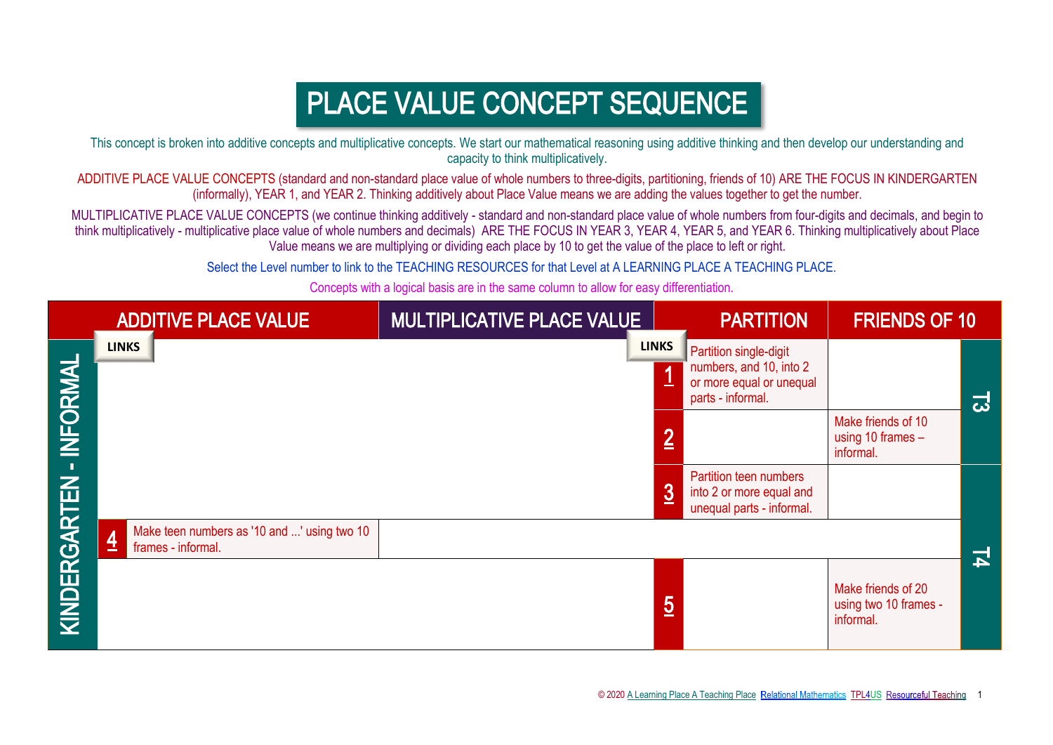# PLACE VALUE CONCEPT SEQUENCE

This concept is broken into additive concepts and multiplicative concepts. We start our mathematical reasoning using additive thinking and then develop our understanding and capacity to think multiplicatively.

ADDITIVE PLACE VALUE CONCEPTS (standard and non-standard place value of whole numbers to three-digits, partitioning, friends of 10) ARE THE FOCUS IN KINDERGARTEN (informally), YEAR 1, and YEAR 2. Thinking additively about Place Value means we are adding the values together to get the number.

MULTIPLICATIVE PLACE VALUE CONCEPTS (we continue thinking additively - standard and non-standard place value of whole numbers from four-digits and decimals, and begin to think multiplicatively - multiplicative place value of whole numbers and decimals) ARE THE FOCUS IN YEAR 3, YEAR 4, YEAR 5, and YEAR 6. Thinking multiplicatively about Place Value means we are multiplying or dividing each place by 10 to get the value of the place to left or right.

Select the Level number to link to the TEACHING RESOURCES for that Level at A LEARNING PLACE A TEACHING PLACE.

Concepts with a logical basis are in the same column to allow for easy differentiation.

| | Level | ADDITIVE PLACE VALUE | MULTIPLICATIVE PLACE VALUE | Level | PARTITION | FRIENDS OF 10 | Term |
|---|---|---|---|---|---|---|---|
| KINDERGARTEN - INFORMAL | | | | 1 | Partition single-digit numbers, and 10, into 2 or more equal or unequal parts - informal. | | T3 |
| | | | | 2 | | Make friends of 10 using 10 frames – informal. | T3 |
| | | | | 3 | Partition teen numbers into 2 or more equal and unequal parts - informal. | | T4 |
| | 4 | Make teen numbers as '10 and ...' using two 10 frames - informal. | | | | | T4 |
| | | | | 5 | | Make friends of 20 using two 10 frames - informal. | T4 |

© 2020 A Learning Place A Teaching Place Relational Mathematics TPL4US Resourceful Teaching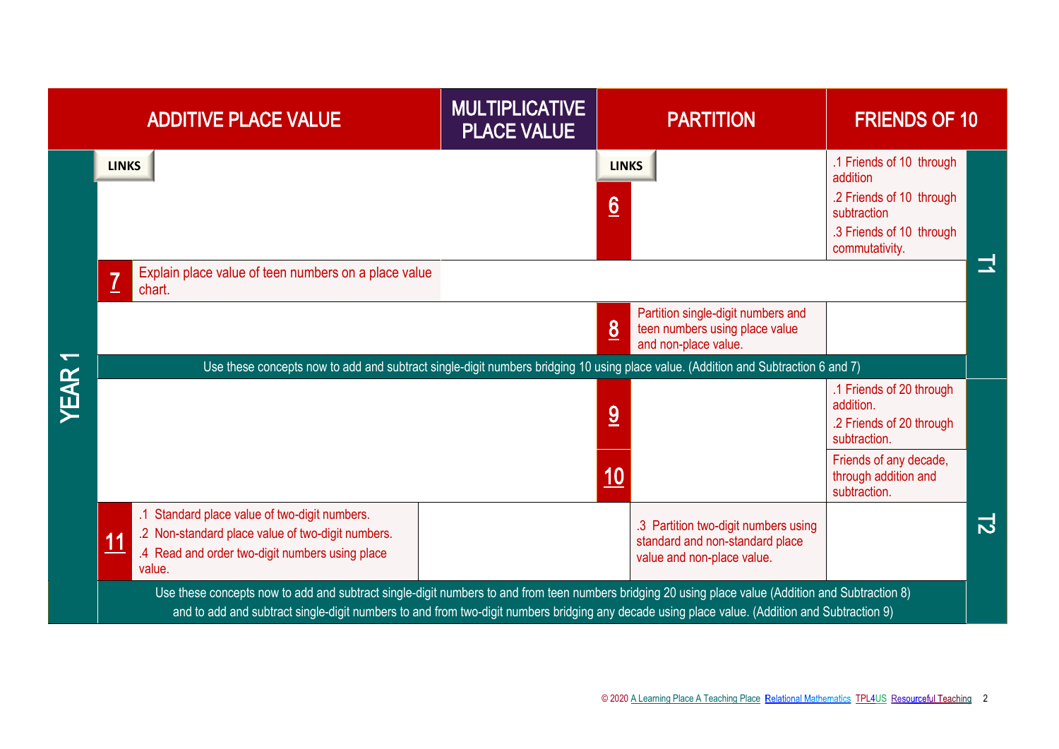| YEAR 1 | ADDITIVE PLACE VALUE | MULTIPLICATIVE PLACE VALUE | PARTITION | FRIENDS OF 10 | |
|---|---|---|---|---|---|
| | LINKS | | LINKS **6** | .1 Friends of 10 through addition<br>.2 Friends of 10 through subtraction<br>.3 Friends of 10 through commutativity. | T1 |
| | **7** Explain place value of teen numbers on a place value chart. | | | | T1 |
| | | | **8** Partition single-digit numbers and teen numbers using place value and non-place value. | | T1 |
| | Use these concepts now to add and subtract single-digit numbers bridging 10 using place value. (Addition and Subtraction 6 and 7) | | | | T1 |
| | | | **9** | .1 Friends of 20 through addition.<br>.2 Friends of 20 through subtraction. | T2 |
| | | | **10** | Friends of any decade, through addition and subtraction. | T2 |
| | **11** .1 Standard place value of two-digit numbers.<br>.2 Non-standard place value of two-digit numbers.<br>.4 Read and order two-digit numbers using place value. | | .3 Partition two-digit numbers using standard and non-standard place value and non-place value. | | T2 |
| | Use these concepts now to add and subtract single-digit numbers to and from teen numbers bridging 20 using place value (Addition and Subtraction 8) and to add and subtract single-digit numbers to and from two-digit numbers bridging any decade using place value. (Addition and Subtraction 9) | | | | T2 |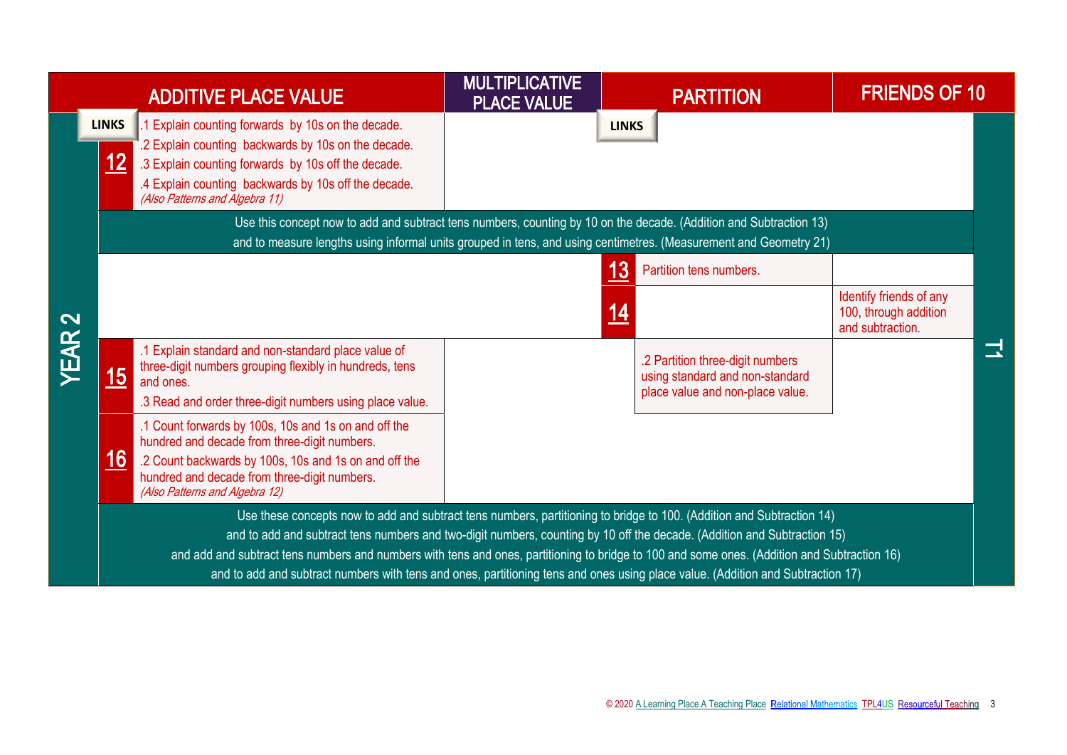| YEAR 2 | | ADDITIVE PLACE VALUE | MULTIPLICATIVE PLACE VALUE | | PARTITION | FRIENDS OF 10 | T1 |
|---|---|---|---|---|---|---|---|
| | LINKS **12** | .1 Explain counting forwards by 10s on the decade.<br>.2 Explain counting backwards by 10s on the decade.<br>.3 Explain counting forwards by 10s off the decade.<br>.4 Explain counting backwards by 10s off the decade.<br>*(Also Patterns and Algebra 11)* | | LINKS | | | |
| | Use this concept now to add and subtract tens numbers, counting by 10 on the decade. (Addition and Subtraction 13) and to measure lengths using informal units grouped in tens, and using centimetres. (Measurement and Geometry 21) | | | | | | |
| | | | | **13** | Partition tens numbers. | | |
| | | | | **14** | | Identify friends of any 100, through addition and subtraction. | |
| | **15** | .1 Explain standard and non-standard place value of three-digit numbers grouping flexibly in hundreds, tens and ones.<br>.3 Read and order three-digit numbers using place value. | | | .2 Partition three-digit numbers using standard and non-standard place value and non-place value. | | |
| | **16** | .1 Count forwards by 100s, 10s and 1s on and off the hundred and decade from three-digit numbers.<br>.2 Count backwards by 100s, 10s and 1s on and off the hundred and decade from three-digit numbers.<br>*(Also Patterns and Algebra 12)* | | | | | |
| | Use these concepts now to add and subtract tens numbers, partitioning to bridge to 100. (Addition and Subtraction 14) and to add and subtract tens numbers and two-digit numbers, counting by 10 off the decade. (Addition and Subtraction 15) and add and subtract tens numbers and numbers with tens and ones, partitioning to bridge to 100 and some ones. (Addition and Subtraction 16) and to add and subtract numbers with tens and ones, partitioning tens and ones using place value. (Addition and Subtraction 17) | | | | | | |

© 2020 A Learning Place A Teaching Place Relational Mathematics TPL4US Resourceful Teaching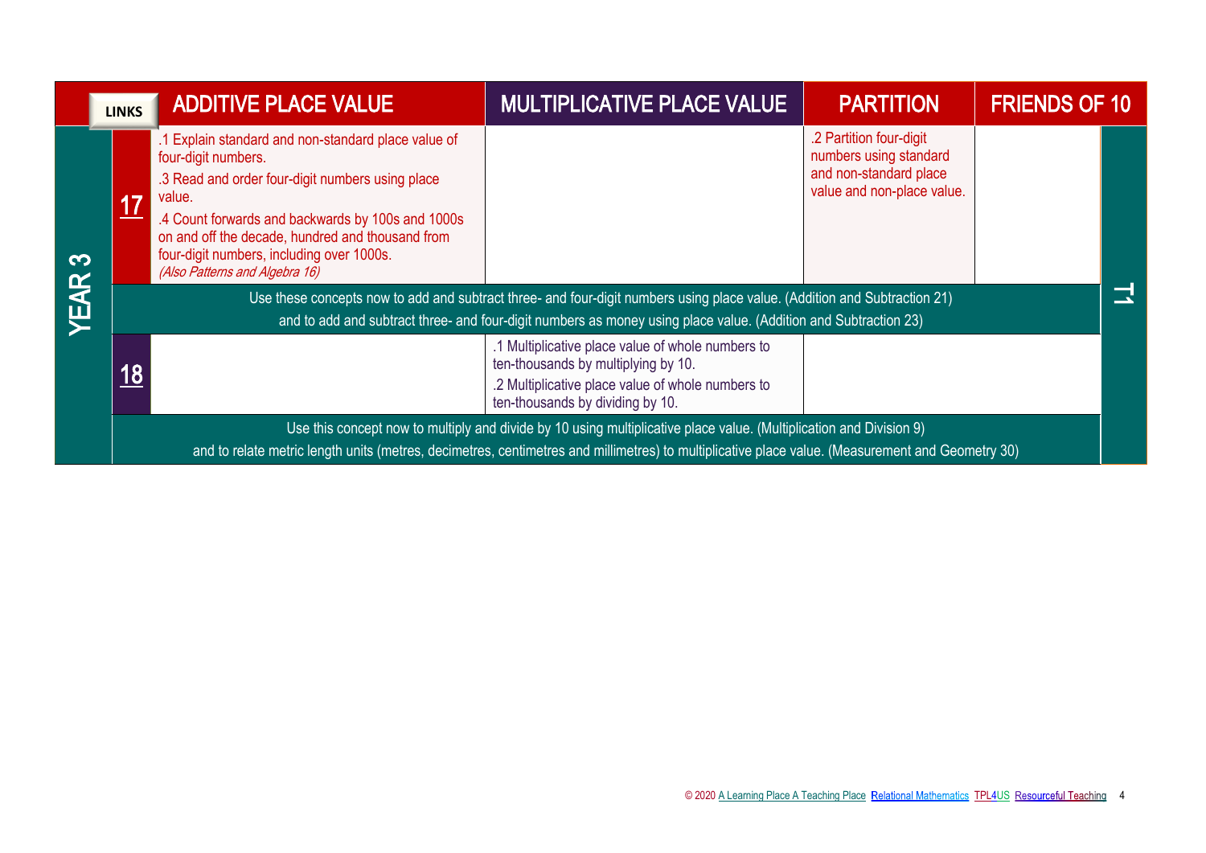| YEAR 3 | LINKS | ADDITIVE PLACE VALUE | MULTIPLICATIVE PLACE VALUE | PARTITION | FRIENDS OF 10 | T1 |
|---|---|---|---|---|---|---|
| | 17 | .1 Explain standard and non-standard place value of four-digit numbers.<br>.3 Read and order four-digit numbers using place value.<br>.4 Count forwards and backwards by 100s and 1000s on and off the decade, hundred and thousand from four-digit numbers, including over 1000s.<br>*(Also Patterns and Algebra 16)* | | .2 Partition four-digit numbers using standard and non-standard place value and non-place value. | | |
| | | Use these concepts now to add and subtract three- and four-digit numbers using place value. (Addition and Subtraction 21) and to add and subtract three- and four-digit numbers as money using place value. (Addition and Subtraction 23) | | | | |
| | 18 | | .1 Multiplicative place value of whole numbers to ten-thousands by multiplying by 10.<br>.2 Multiplicative place value of whole numbers to ten-thousands by dividing by 10. | | | |
| | | Use this concept now to multiply and divide by 10 using multiplicative place value. (Multiplication and Division 9) and to relate metric length units (metres, decimetres, centimetres and millimetres) to multiplicative place value. (Measurement and Geometry 30) | | | | |

© 2020 A Learning Place A Teaching Place Relational Mathematics TPL4US Resourceful Teaching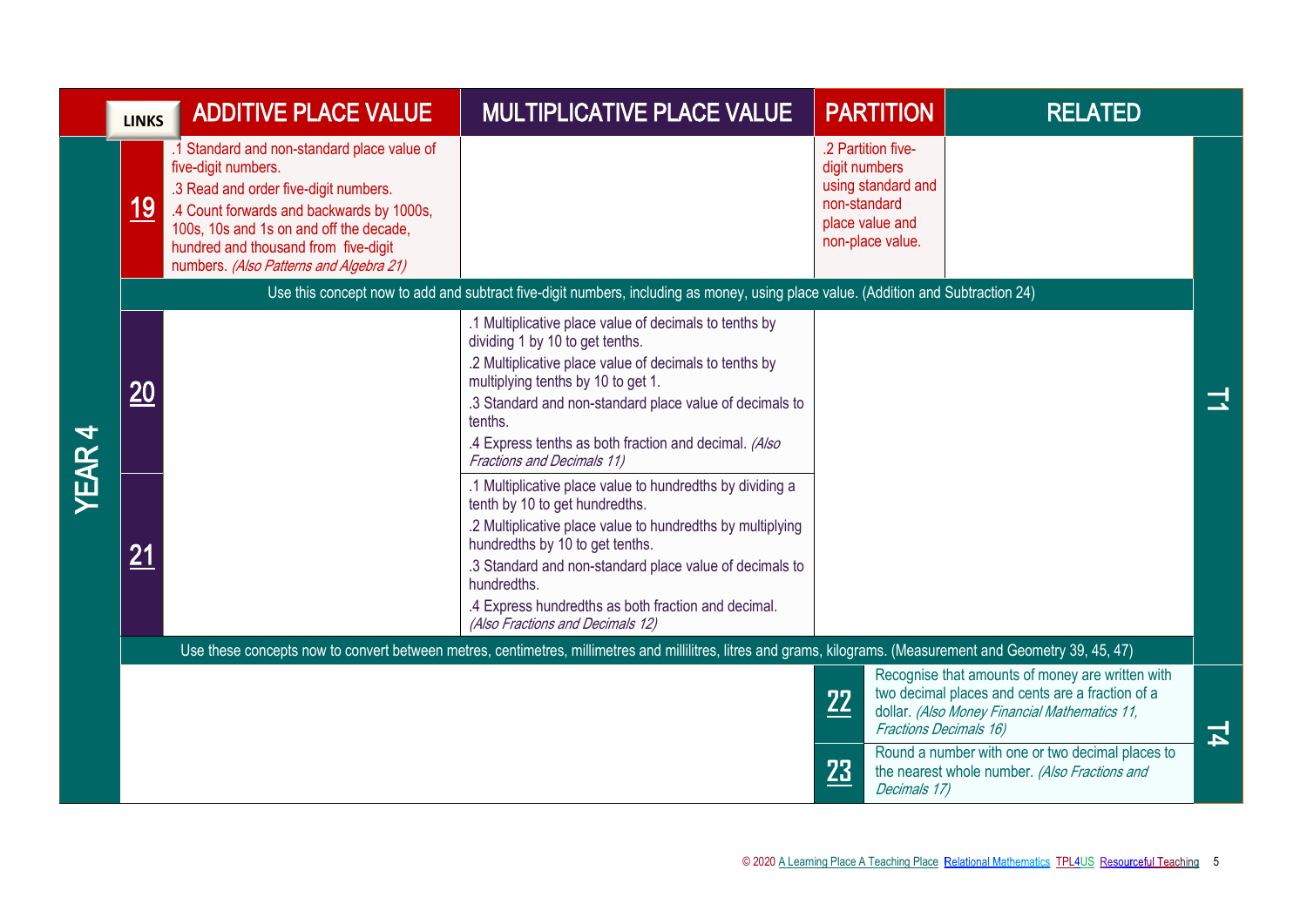| LINKS | ADDITIVE PLACE VALUE | MULTIPLICATIVE PLACE VALUE | PARTITION | RELATED | |
|---|---|---|---|---|---|
| **19** | .1 Standard and non-standard place value of five-digit numbers.<br>.3 Read and order five-digit numbers.<br>.4 Count forwards and backwards by 1000s, 100s, 10s and 1s on and off the decade, hundred and thousand from five-digit numbers. *(Also Patterns and Algebra 21)* | | .2 Partition five-digit numbers using standard and non-standard place value and non-place value. | | T1 |
| | Use this concept now to add and subtract five-digit numbers, including as money, using place value. (Addition and Subtraction 24) | | | | |
| **20** | | .1 Multiplicative place value of decimals to tenths by dividing 1 by 10 to get tenths.<br>.2 Multiplicative place value of decimals to tenths by multiplying tenths by 10 to get 1.<br>.3 Standard and non-standard place value of decimals to tenths.<br>.4 Express tenths as both fraction and decimal. *(Also Fractions and Decimals 11)* | | | |
| **21** | | .1 Multiplicative place value to hundredths by dividing a tenth by 10 to get hundredths.<br>.2 Multiplicative place value to hundredths by multiplying hundredths by 10 to get tenths.<br>.3 Standard and non-standard place value of decimals to hundredths.<br>.4 Express hundredths as both fraction and decimal. *(Also Fractions and Decimals 12)* | | | |
| | Use these concepts now to convert between metres, centimetres, millimetres and millilitres, litres and grams, kilograms. (Measurement and Geometry 39, 45, 47) | | | | |
| | | | **22** | Recognise that amounts of money are written with two decimal places and cents are a fraction of a dollar. *(Also Money Financial Mathematics 11, Fractions Decimals 16)* | T4 |
| | | | **23** | Round a number with one or two decimal places to the nearest whole number. *(Also Fractions and Decimals 17)* | |

YEAR 4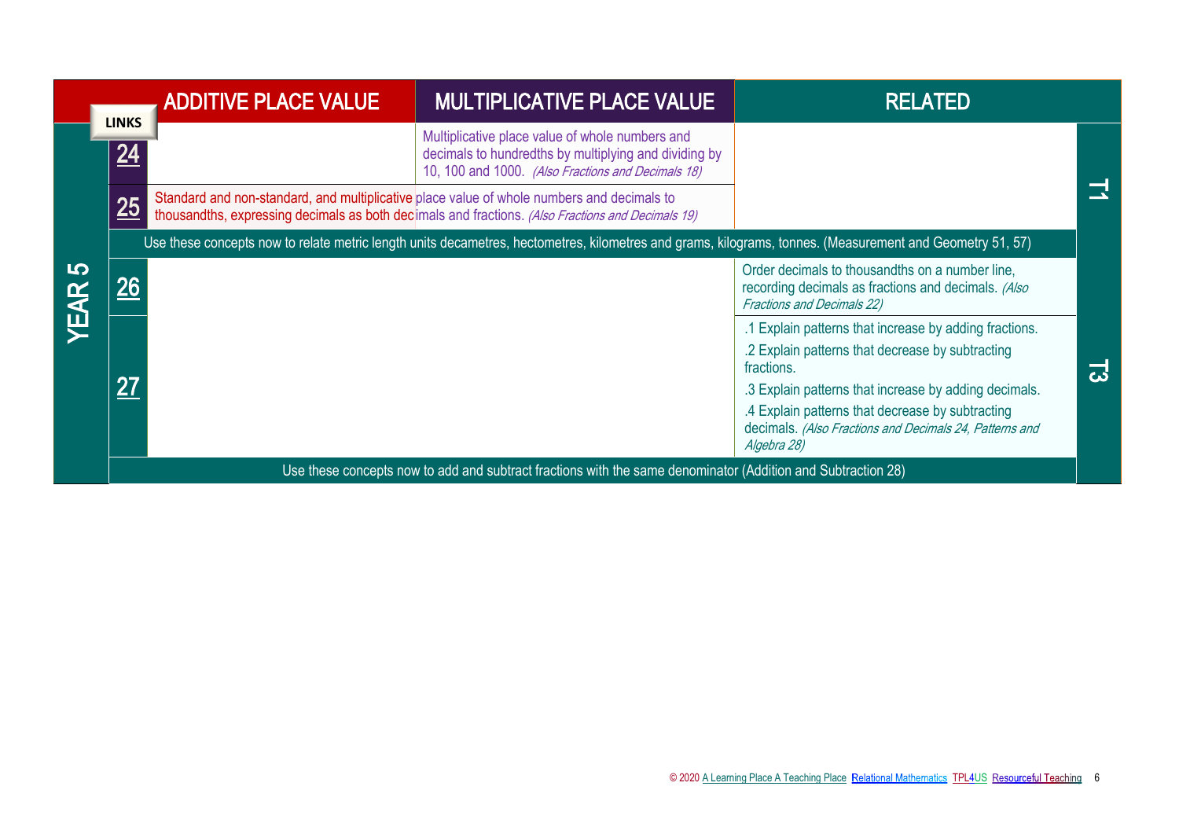| YEAR 5 | LINKS | ADDITIVE PLACE VALUE | MULTIPLICATIVE PLACE VALUE | RELATED | |
|---|---|---|---|---|---|
| | 24 | | Multiplicative place value of whole numbers and decimals to hundredths by multiplying and dividing by 10, 100 and 1000. *(Also Fractions and Decimals 18)* | | T1 |
| | 25 | Standard and non-standard, and multiplicative place value of whole numbers and decimals to thousandths, expressing decimals as both decimals and fractions. *(Also Fractions and Decimals 19)* | | | |
| | | Use these concepts now to relate metric length units decametres, hectometres, kilometres and grams, kilograms, tonnes. (Measurement and Geometry 51, 57) | | | |
| | 26 | | | Order decimals to thousandths on a number line, recording decimals as fractions and decimals. *(Also Fractions and Decimals 22)* | T3 |
| | 27 | | | .1 Explain patterns that increase by adding fractions.<br>.2 Explain patterns that decrease by subtracting fractions.<br>.3 Explain patterns that increase by adding decimals.<br>.4 Explain patterns that decrease by subtracting decimals. *(Also Fractions and Decimals 24, Patterns and Algebra 28)* | |
| | | Use these concepts now to add and subtract fractions with the same denominator (Addition and Subtraction 28) | | | |

© 2020 A Learning Place A Teaching Place Relational Mathematics TPL4US Resourceful Teaching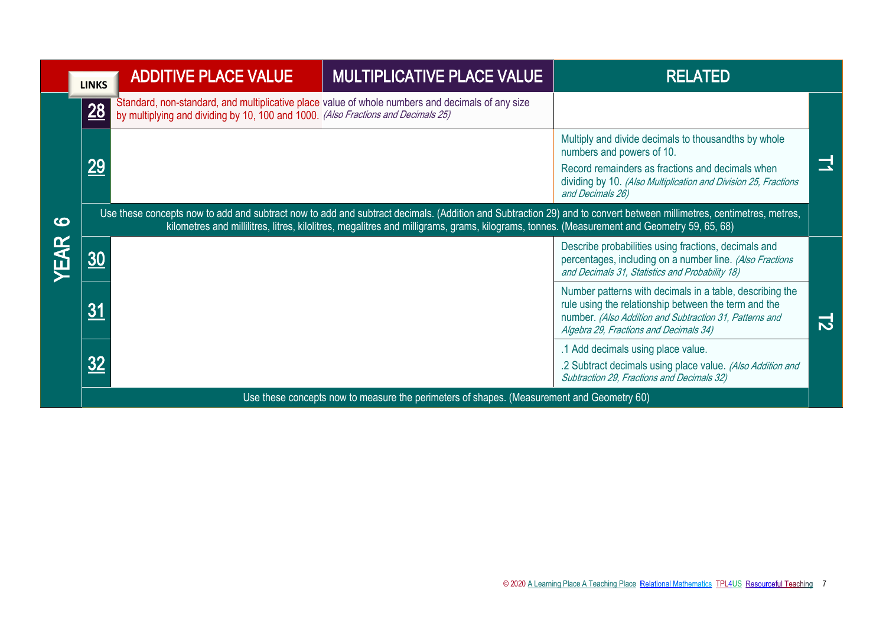| | LINKS | ADDITIVE PLACE VALUE | MULTIPLICATIVE PLACE VALUE | RELATED | |
|---|---|---|---|---|---|
| YEAR 6 | 28 | Standard, non-standard, and multiplicative place value of whole numbers and decimals of any size by multiplying and dividing by 10, 100 and 1000. *(Also Fractions and Decimals 25)* | | | T1 |
| | 29 | | | Multiply and divide decimals to thousandths by whole numbers and powers of 10.<br>Record remainders as fractions and decimals when dividing by 10. *(Also Multiplication and Division 25, Fractions and Decimals 26)* | |
| | Use these concepts now to add and subtract now to add and subtract decimals. (Addition and Subtraction 29) and to convert between millimetres, centimetres, metres, kilometres and millilitres, litres, kilolitres, megalitres and milligrams, grams, kilograms, tonnes. (Measurement and Geometry 59, 65, 68) | | | | |
| | 30 | | | Describe probabilities using fractions, decimals and percentages, including on a number line. *(Also Fractions and Decimals 31, Statistics and Probability 18)* | T2 |
| | 31 | | | Number patterns with decimals in a table, describing the rule using the relationship between the term and the number. *(Also Addition and Subtraction 31, Patterns and Algebra 29, Fractions and Decimals 34)* | |
| | 32 | | | .1 Add decimals using place value.<br>.2 Subtract decimals using place value. *(Also Addition and Subtraction 29, Fractions and Decimals 32)* | |
| | Use these concepts now to measure the perimeters of shapes. (Measurement and Geometry 60) | | | | |

© 2020 A Learning Place A Teaching Place Relational Mathematics TPL4US Resourceful Teaching